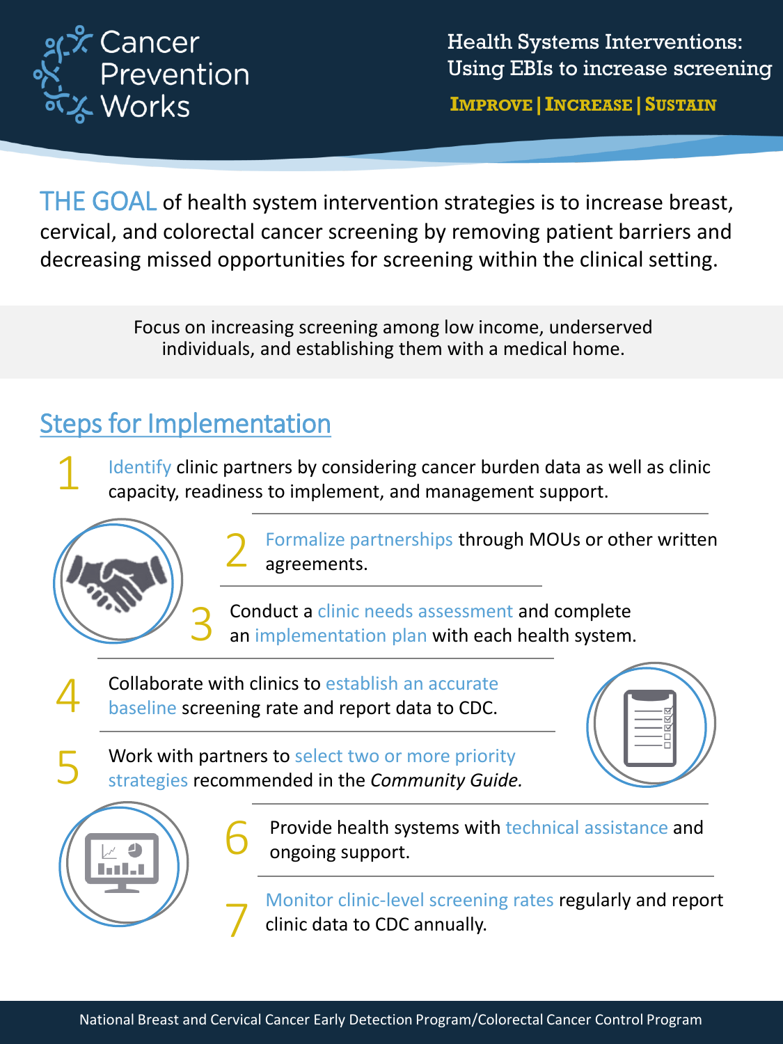Cancer Prevention Works

## Health Systems Interventions: Using EBIs to increase screening

**IMPROVE | INCREASE | SUSTAIN**

THE GOAL of health system intervention strategies is to increase breast, cervical, and colorectal cancer screening by removing patient barriers and decreasing missed opportunities for screening within the clinical setting.

Focus on increasing screening among low income, underserved individuals, and establishing them with a medical home.

## Steps for Implementation

1. Identify clinic partners by considering cancer burden data as well as clinic capacity, readiness to implement, and management support.
2. Formalize partnerships through MOUs or other written agreements.
3. Conduct a clinic needs assessment and complete an implementation plan with each health system.
4. Collaborate with clinics to establish an accurate baseline screening rate and report data to CDC.
5. Work with partners to select two or more priority strategies recommended in the *Community Guide*.
6. Provide health systems with technical assistance and ongoing support.
7. Monitor clinic-level screening rates regularly and report clinic data to CDC annually.

National Breast and Cervical Cancer Early Detection Program/Colorectal Cancer Control Program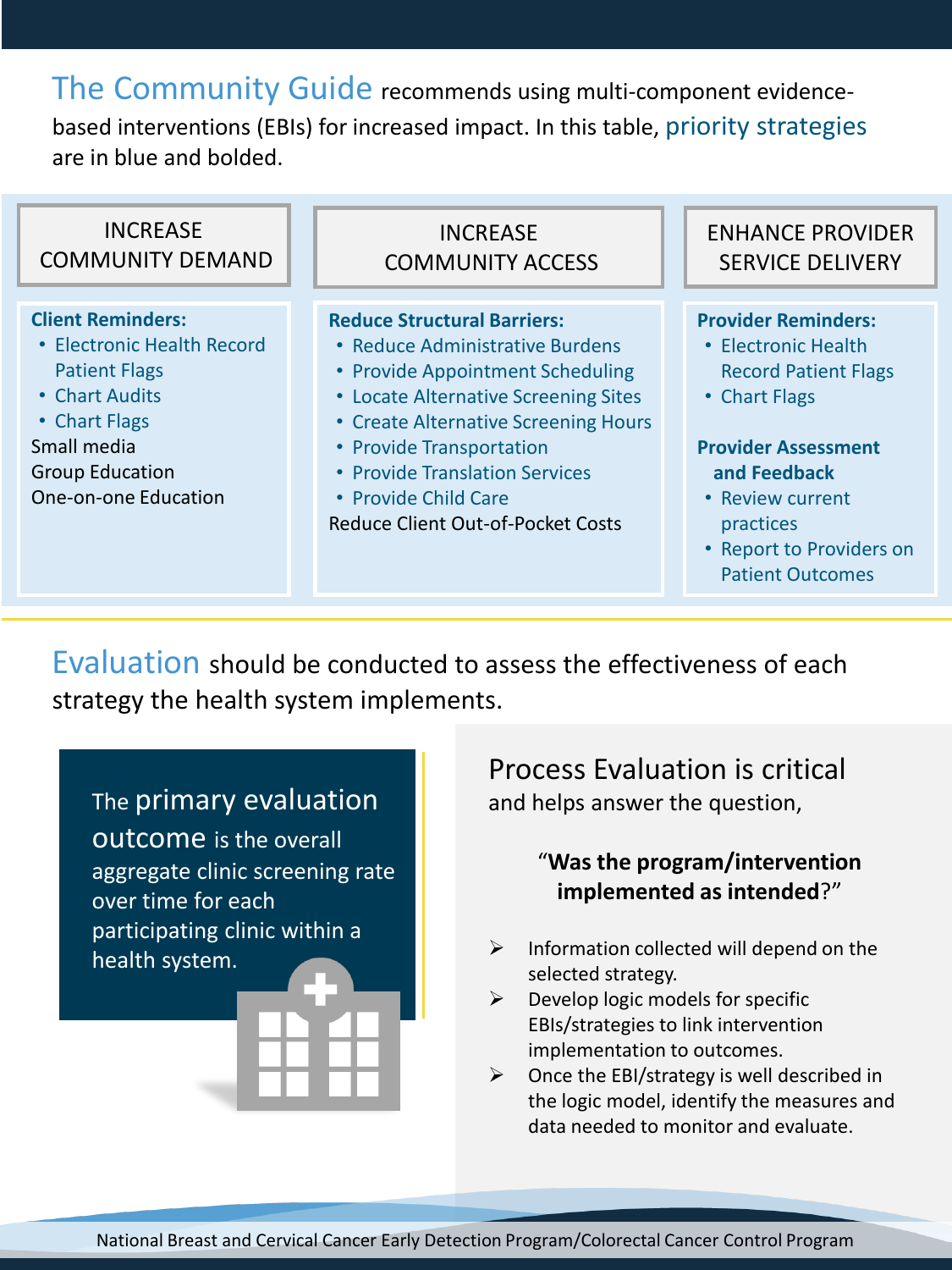The Community Guide recommends using multi-component evidence-based interventions (EBIs) for increased impact. In this table, priority strategies are in blue and bolded.

| INCREASE COMMUNITY DEMAND | INCREASE COMMUNITY ACCESS | ENHANCE PROVIDER SERVICE DELIVERY |
|---|---|---|
| **Client Reminders:**<br>• Electronic Health Record Patient Flags<br>• Chart Audits<br>• Chart Flags<br>Small media<br>Group Education<br>One-on-one Education | **Reduce Structural Barriers:**<br>• Reduce Administrative Burdens<br>• Provide Appointment Scheduling<br>• Locate Alternative Screening Sites<br>• Create Alternative Screening Hours<br>• Provide Transportation<br>• Provide Translation Services<br>• Provide Child Care<br>Reduce Client Out-of-Pocket Costs | **Provider Reminders:**<br>• Electronic Health Record Patient Flags<br>• Chart Flags<br><br>**Provider Assessment and Feedback**<br>• Review current practices<br>• Report to Providers on Patient Outcomes |

Evaluation should be conducted to assess the effectiveness of each strategy the health system implements.

The primary evaluation outcome is the overall aggregate clinic screening rate over time for each participating clinic within a health system.

## Process Evaluation is critical

and helps answer the question,

"**Was the program/intervention implemented as intended**?"

- Information collected will depend on the selected strategy.
- Develop logic models for specific EBIs/strategies to link intervention implementation to outcomes.
- Once the EBI/strategy is well described in the logic model, identify the measures and data needed to monitor and evaluate.